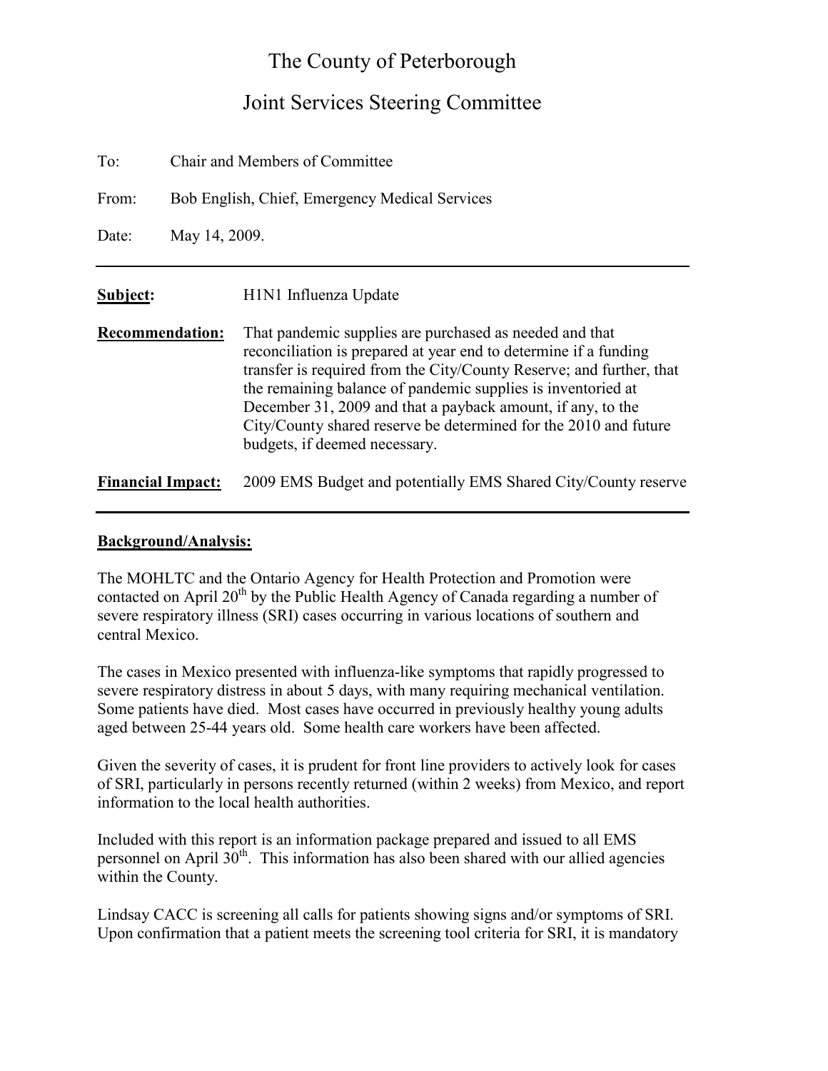# The County of Peterborough

## Joint Services Steering Committee

To: Chair and Members of Committee

From: Bob English, Chief, Emergency Medical Services

Date: May 14, 2009.

---

**Subject:** H1N1 Influenza Update

**Recommendation:** That pandemic supplies are purchased as needed and that reconciliation is prepared at year end to determine if a funding transfer is required from the City/County Reserve; and further, that the remaining balance of pandemic supplies is inventoried at December 31, 2009 and that a payback amount, if any, to the City/County shared reserve be determined for the 2010 and future budgets, if deemed necessary.

**Financial Impact:** 2009 EMS Budget and potentially EMS Shared City/County reserve

---

**Background/Analysis:**

The MOHLTC and the Ontario Agency for Health Protection and Promotion were contacted on April 20th by the Public Health Agency of Canada regarding a number of severe respiratory illness (SRI) cases occurring in various locations of southern and central Mexico.

The cases in Mexico presented with influenza-like symptoms that rapidly progressed to severe respiratory distress in about 5 days, with many requiring mechanical ventilation. Some patients have died. Most cases have occurred in previously healthy young adults aged between 25-44 years old. Some health care workers have been affected.

Given the severity of cases, it is prudent for front line providers to actively look for cases of SRI, particularly in persons recently returned (within 2 weeks) from Mexico, and report information to the local health authorities.

Included with this report is an information package prepared and issued to all EMS personnel on April 30th. This information has also been shared with our allied agencies within the County.

Lindsay CACC is screening all calls for patients showing signs and/or symptoms of SRI. Upon confirmation that a patient meets the screening tool criteria for SRI, it is mandatory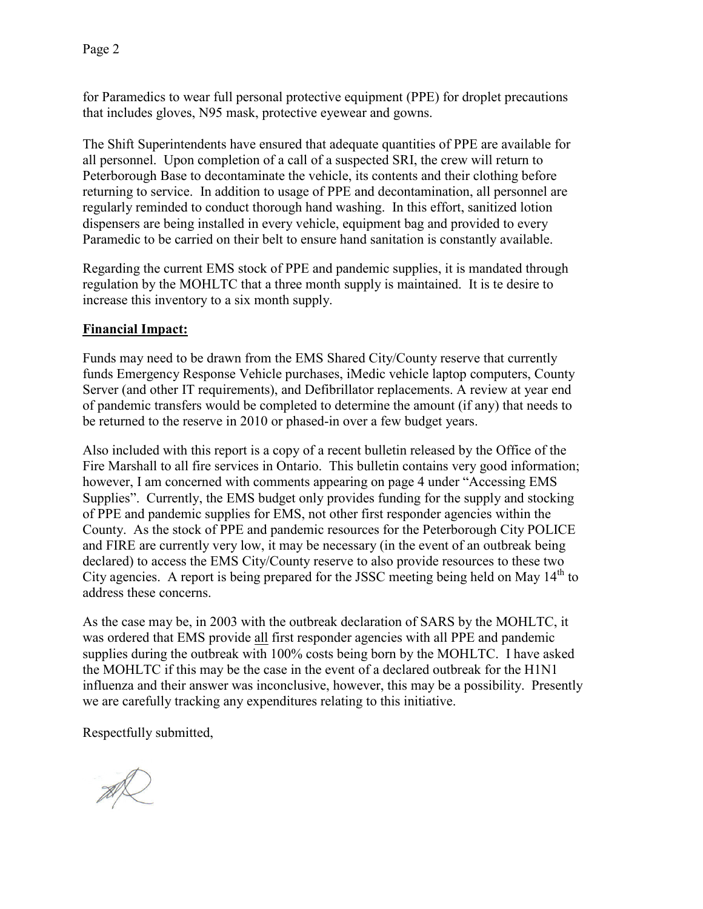for Paramedics to wear full personal protective equipment (PPE) for droplet precautions that includes gloves, N95 mask, protective eyewear and gowns.

The Shift Superintendents have ensured that adequate quantities of PPE are available for all personnel. Upon completion of a call of a suspected SRI, the crew will return to Peterborough Base to decontaminate the vehicle, its contents and their clothing before returning to service. In addition to usage of PPE and decontamination, all personnel are regularly reminded to conduct thorough hand washing. In this effort, sanitized lotion dispensers are being installed in every vehicle, equipment bag and provided to every Paramedic to be carried on their belt to ensure hand sanitation is constantly available.

Regarding the current EMS stock of PPE and pandemic supplies, it is mandated through regulation by the MOHLTC that a three month supply is maintained. It is te desire to increase this inventory to a six month supply.

**Financial Impact:**

Funds may need to be drawn from the EMS Shared City/County reserve that currently funds Emergency Response Vehicle purchases, iMedic vehicle laptop computers, County Server (and other IT requirements), and Defibrillator replacements. A review at year end of pandemic transfers would be completed to determine the amount (if any) that needs to be returned to the reserve in 2010 or phased-in over a few budget years.

Also included with this report is a copy of a recent bulletin released by the Office of the Fire Marshall to all fire services in Ontario. This bulletin contains very good information; however, I am concerned with comments appearing on page 4 under "Accessing EMS Supplies". Currently, the EMS budget only provides funding for the supply and stocking of PPE and pandemic supplies for EMS, not other first responder agencies within the County. As the stock of PPE and pandemic resources for the Peterborough City POLICE and FIRE are currently very low, it may be necessary (in the event of an outbreak being declared) to access the EMS City/County reserve to also provide resources to these two City agencies. A report is being prepared for the JSSC meeting being held on May 14th to address these concerns.

As the case may be, in 2003 with the outbreak declaration of SARS by the MOHLTC, it was ordered that EMS provide all first responder agencies with all PPE and pandemic supplies during the outbreak with 100% costs being born by the MOHLTC. I have asked the MOHLTC if this may be the case in the event of a declared outbreak for the H1N1 influenza and their answer was inconclusive, however, this may be a possibility. Presently we are carefully tracking any expenditures relating to this initiative.

Respectfully submitted,